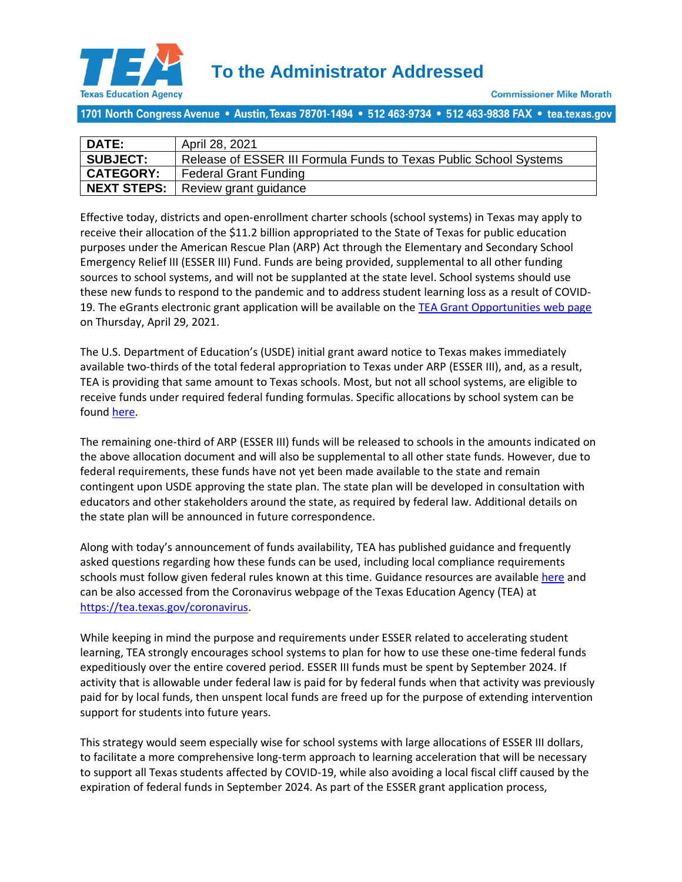# To the Administrator Addressed

Texas Education Agency

Commissioner Mike Morath

1701 North Congress Avenue • Austin, Texas 78701-1494 • 512 463-9734 • 512 463-9838 FAX • tea.texas.gov

| **DATE:** | April 28, 2021 |
| --- | --- |
| **SUBJECT:** | Release of ESSER III Formula Funds to Texas Public School Systems |
| **CATEGORY:** | Federal Grant Funding |
| **NEXT STEPS:** | Review grant guidance |

Effective today, districts and open-enrollment charter schools (school systems) in Texas may apply to receive their allocation of the $11.2 billion appropriated to the State of Texas for public education purposes under the American Rescue Plan (ARP) Act through the Elementary and Secondary School Emergency Relief III (ESSER III) Fund. Funds are being provided, supplemental to all other funding sources to school systems, and will not be supplanted at the state level. School systems should use these new funds to respond to the pandemic and to address student learning loss as a result of COVID-19. The eGrants electronic grant application will be available on the [TEA Grant Opportunities web page](#) on Thursday, April 29, 2021.

The U.S. Department of Education's (USDE) initial grant award notice to Texas makes immediately available two-thirds of the total federal appropriation to Texas under ARP (ESSER III), and, as a result, TEA is providing that same amount to Texas schools. Most, but not all school systems, are eligible to receive funds under required federal funding formulas. Specific allocations by school system can be found [here](#).

The remaining one-third of ARP (ESSER III) funds will be released to schools in the amounts indicated on the above allocation document and will also be supplemental to all other state funds. However, due to federal requirements, these funds have not yet been made available to the state and remain contingent upon USDE approving the state plan. The state plan will be developed in consultation with educators and other stakeholders around the state, as required by federal law. Additional details on the state plan will be announced in future correspondence.

Along with today's announcement of funds availability, TEA has published guidance and frequently asked questions regarding how these funds can be used, including local compliance requirements schools must follow given federal rules known at this time. Guidance resources are available [here](#) and can be also accessed from the Coronavirus webpage of the Texas Education Agency (TEA) at [https://tea.texas.gov/coronavirus](https://tea.texas.gov/coronavirus).

While keeping in mind the purpose and requirements under ESSER related to accelerating student learning, TEA strongly encourages school systems to plan for how to use these one-time federal funds expeditiously over the entire covered period. ESSER III funds must be spent by September 2024. If activity that is allowable under federal law is paid for by federal funds when that activity was previously paid for by local funds, then unspent local funds are freed up for the purpose of extending intervention support for students into future years.

This strategy would seem especially wise for school systems with large allocations of ESSER III dollars, to facilitate a more comprehensive long-term approach to learning acceleration that will be necessary to support all Texas students affected by COVID-19, while also avoiding a local fiscal cliff caused by the expiration of federal funds in September 2024. As part of the ESSER grant application process,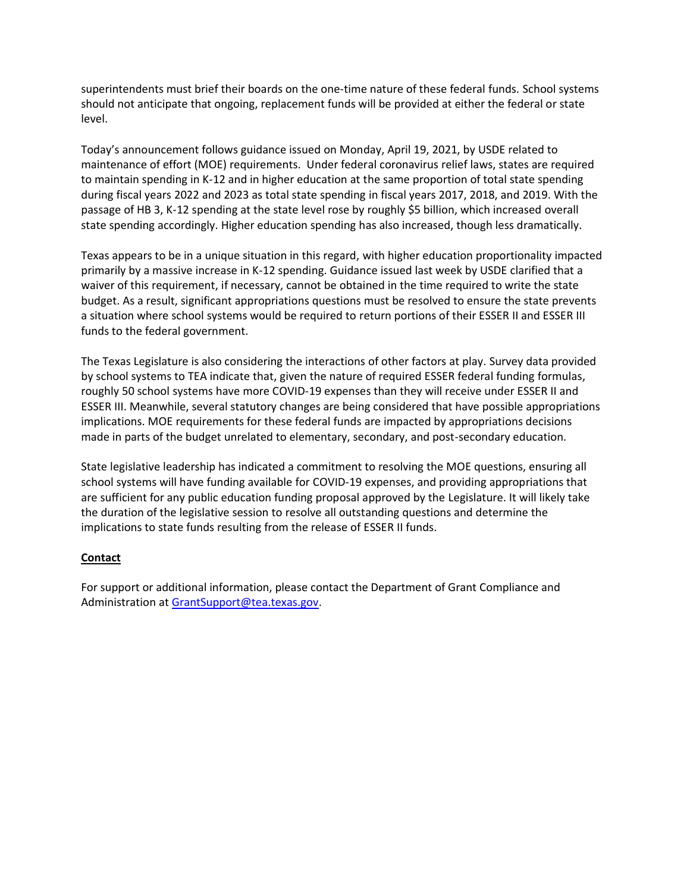superintendents must brief their boards on the one-time nature of these federal funds. School systems should not anticipate that ongoing, replacement funds will be provided at either the federal or state level.

Today's announcement follows guidance issued on Monday, April 19, 2021, by USDE related to maintenance of effort (MOE) requirements. Under federal coronavirus relief laws, states are required to maintain spending in K-12 and in higher education at the same proportion of total state spending during fiscal years 2022 and 2023 as total state spending in fiscal years 2017, 2018, and 2019. With the passage of HB 3, K-12 spending at the state level rose by roughly $5 billion, which increased overall state spending accordingly. Higher education spending has also increased, though less dramatically.

Texas appears to be in a unique situation in this regard, with higher education proportionality impacted primarily by a massive increase in K-12 spending. Guidance issued last week by USDE clarified that a waiver of this requirement, if necessary, cannot be obtained in the time required to write the state budget. As a result, significant appropriations questions must be resolved to ensure the state prevents a situation where school systems would be required to return portions of their ESSER II and ESSER III funds to the federal government.

The Texas Legislature is also considering the interactions of other factors at play. Survey data provided by school systems to TEA indicate that, given the nature of required ESSER federal funding formulas, roughly 50 school systems have more COVID-19 expenses than they will receive under ESSER II and ESSER III. Meanwhile, several statutory changes are being considered that have possible appropriations implications. MOE requirements for these federal funds are impacted by appropriations decisions made in parts of the budget unrelated to elementary, secondary, and post-secondary education.

State legislative leadership has indicated a commitment to resolving the MOE questions, ensuring all school systems will have funding available for COVID-19 expenses, and providing appropriations that are sufficient for any public education funding proposal approved by the Legislature. It will likely take the duration of the legislative session to resolve all outstanding questions and determine the implications to state funds resulting from the release of ESSER II funds.

## Contact

For support or additional information, please contact the Department of Grant Compliance and Administration at GrantSupport@tea.texas.gov.